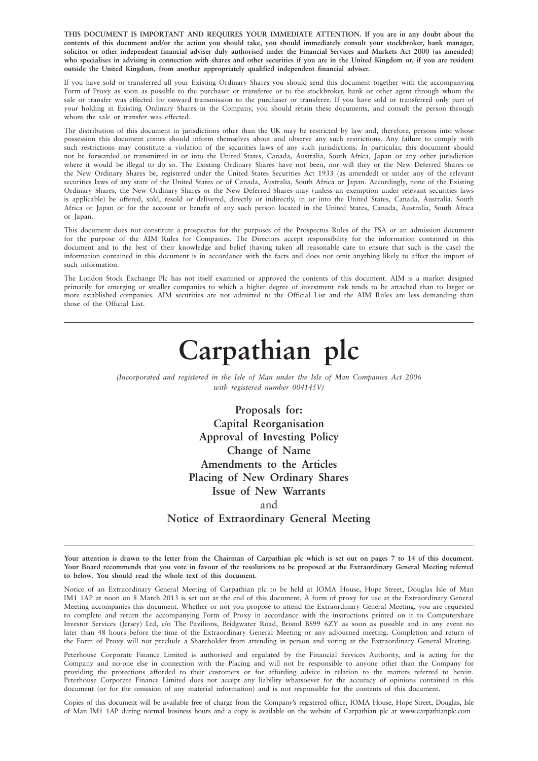**THIS DOCUMENT IS IMPORTANT AND REQUIRES YOUR IMMEDIATE ATTENTION. If you are in any doubt about the contents of this document and/or the action you should take, you should immediately consult your stockbroker, bank manager, solicitor or other independent financial adviser duly authorised under the Financial Services and Markets Act 2000 (as amended) who specialises in advising in connection with shares and other securities if you are in the United Kingdom or, if you are resident outside the United Kingdom, from another appropriately qualified independent financial adviser.**

If you have sold or transferred all your Existing Ordinary Shares you should send this document together with the accompanying Form of Proxy as soon as possible to the purchaser or transferee or to the stockbroker, bank or other agent through whom the sale or transfer was effected for onward transmission to the purchaser or transferee. If you have sold or transferred only part of your holding in Existing Ordinary Shares in the Company, you should retain these documents, and consult the person through whom the sale or transfer was effected.

The distribution of this document in jurisdictions other than the UK may be restricted by law and, therefore, persons into whose possession this document comes should inform themselves about and observe any such restrictions. Any failure to comply with such restrictions may constitute a violation of the securities laws of any such jurisdictions. In particular, this document should not be forwarded or transmitted in or into the United States, Canada, Australia, South Africa, Japan or any other jurisdiction where it would be illegal to do so. The Existing Ordinary Shares have not been, nor will they or the New Deferred Shares or the New Ordinary Shares be, registered under the United States Securities Act 1933 (as amended) or under any of the relevant securities laws of any state of the United States or of Canada, Australia, South Africa or Japan. Accordingly, none of the Existing Ordinary Shares, the New Ordinary Shares or the New Deferred Shares may (unless an exemption under relevant securities laws is applicable) be offered, sold, resold or delivered, directly or indirectly, in or into the United States, Canada, Australia, South Africa or Japan or for the account or benefit of any such person located in the United States, Canada, Australia, South Africa or Japan.

This document does not constitute a prospectus for the purposes of the Prospectus Rules of the FSA or an admission document for the purpose of the AIM Rules for Companies. The Directors accept responsibility for the information contained in this document and to the best of their knowledge and belief (having taken all reasonable care to ensure that such is the case) the information contained in this document is in accordance with the facts and does not omit anything likely to affect the import of such information.

The London Stock Exchange Plc has not itself examined or approved the contents of this document. AIM is a market designed primarily for emerging or smaller companies to which a higher degree of investment risk tends to be attached than to larger or more established companies. AIM securities are not admitted to the Official List and the AIM Rules are less demanding than those of the Official List.

---

# Carpathian plc

*(Incorporated and registered in the Isle of Man under the Isle of Man Companies Act 2006 with registered number 004145V)*

**Proposals for:**
**Capital Reorganisation**
**Approval of Investing Policy**
**Change of Name**
**Amendments to the Articles**
**Placing of New Ordinary Shares**
**Issue of New Warrants**
and
**Notice of Extraordinary General Meeting**

---

**Your attention is drawn to the letter from the Chairman of Carpathian plc which is set out on pages 7 to 14 of this document. Your Board recommends that you vote in favour of the resolutions to be proposed at the Extraordinary General Meeting referred to below. You should read the whole text of this document.**

Notice of an Extraordinary General Meeting of Carpathian plc to be held at IOMA House, Hope Street, Douglas Isle of Man IM1 1AP at noon on 8 March 2013 is set out at the end of this document. A form of proxy for use at the Extraordinary General Meeting accompanies this document. Whether or not you propose to attend the Extraordinary General Meeting, you are requested to complete and return the accompanying Form of Proxy in accordance with the instructions printed on it to Computershare Investor Services (Jersey) Ltd, c/o The Pavilions, Bridgwater Road, Bristol BS99 6ZY as soon as possible and in any event no later than 48 hours before the time of the Extraordinary General Meeting or any adjourned meeting. Completion and return of the Form of Proxy will not preclude a Shareholder from attending in person and voting at the Extraordinary General Meeting.

Peterhouse Corporate Finance Limited is authorised and regulated by the Financial Services Authority, and is acting for the Company and no-one else in connection with the Placing and will not be responsible to anyone other than the Company for providing the protections afforded to their customers or for affording advice in relation to the matters referred to herein. Peterhouse Corporate Finance Limited does not accept any liability whatsoever for the accuracy of opinions contained in this document (or for the omission of any material information) and is not responsible for the contents of this document.

Copies of this document will be available free of charge from the Company's registered office, IOMA House, Hope Street, Douglas, Isle of Man IM1 1AP during normal business hours and a copy is available on the website of Carpathian plc at www.carpathianplc.com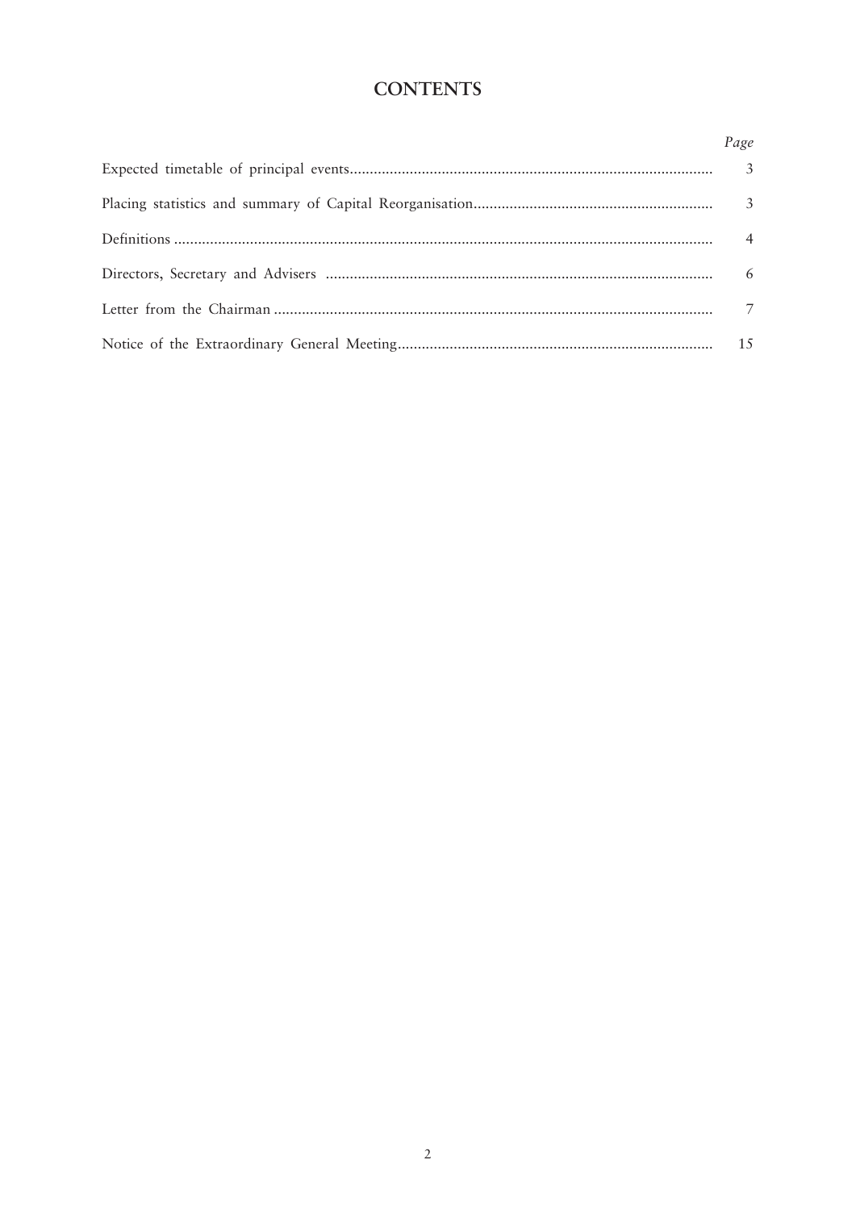# CONTENTS

| | *Page* |
|---|---|
| Expected timetable of principal events | 3 |
| Placing statistics and summary of Capital Reorganisation | 3 |
| Definitions | 4 |
| Directors, Secretary and Advisers | 6 |
| Letter from the Chairman | 7 |
| Notice of the Extraordinary General Meeting | 15 |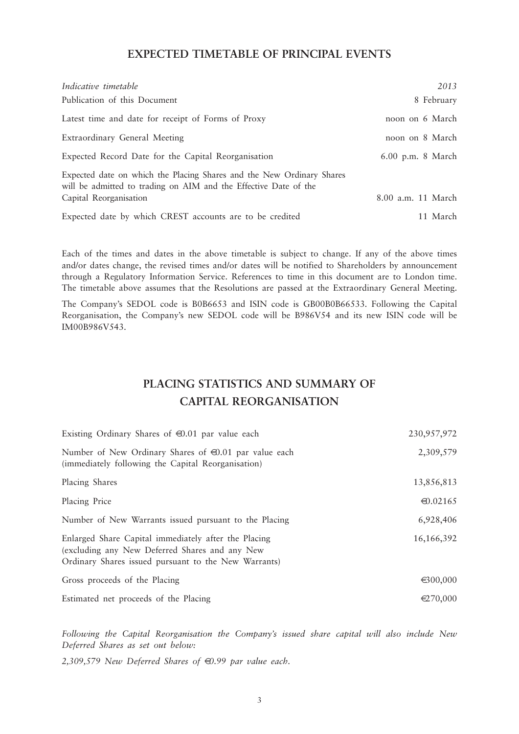## EXPECTED TIMETABLE OF PRINCIPAL EVENTS

| *Indicative timetable* | *2013* |
|---|---|
| Publication of this Document | 8 February |
| Latest time and date for receipt of Forms of Proxy | noon on 6 March |
| Extraordinary General Meeting | noon on 8 March |
| Expected Record Date for the Capital Reorganisation | 6.00 p.m. 8 March |
| Expected date on which the Placing Shares and the New Ordinary Shares will be admitted to trading on AIM and the Effective Date of the Capital Reorganisation | 8.00 a.m. 11 March |
| Expected date by which CREST accounts are to be credited | 11 March |

Each of the times and dates in the above timetable is subject to change. If any of the above times and/or dates change, the revised times and/or dates will be notified to Shareholders by announcement through a Regulatory Information Service. References to time in this document are to London time. The timetable above assumes that the Resolutions are passed at the Extraordinary General Meeting.

The Company's SEDOL code is B0B6653 and ISIN code is GB00B0B66533. Following the Capital Reorganisation, the Company's new SEDOL code will be B986V54 and its new ISIN code will be IM00B986V543.

## PLACING STATISTICS AND SUMMARY OF CAPITAL REORGANISATION

| | |
|---|---|
| Existing Ordinary Shares of €0.01 par value each | 230,957,972 |
| Number of New Ordinary Shares of €0.01 par value each (immediately following the Capital Reorganisation) | 2,309,579 |
| Placing Shares | 13,856,813 |
| Placing Price | €0.02165 |
| Number of New Warrants issued pursuant to the Placing | 6,928,406 |
| Enlarged Share Capital immediately after the Placing (excluding any New Deferred Shares and any New Ordinary Shares issued pursuant to the New Warrants) | 16,166,392 |
| Gross proceeds of the Placing | €300,000 |
| Estimated net proceeds of the Placing | €270,000 |

*Following the Capital Reorganisation the Company's issued share capital will also include New Deferred Shares as set out below:*

*2,309,579 New Deferred Shares of €0.99 par value each.*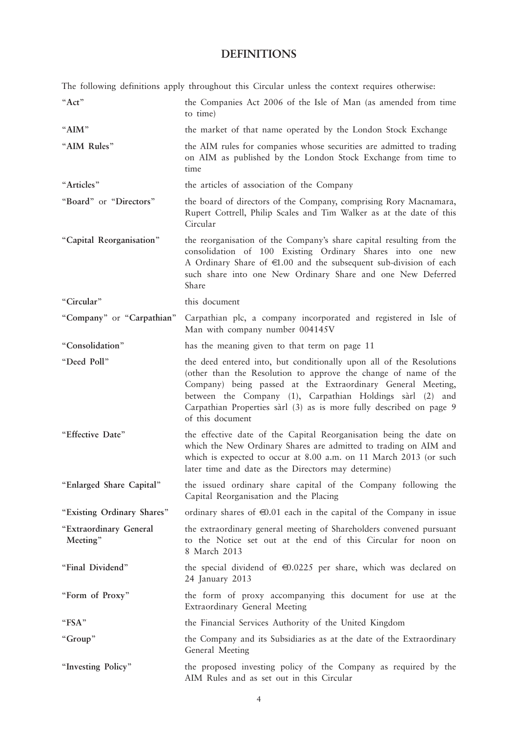# DEFINITIONS

The following definitions apply throughout this Circular unless the context requires otherwise:

| Term | Definition |
|---|---|
| "**Act**" | the Companies Act 2006 of the Isle of Man (as amended from time to time) |
| "**AIM**" | the market of that name operated by the London Stock Exchange |
| "**AIM Rules**" | the AIM rules for companies whose securities are admitted to trading on AIM as published by the London Stock Exchange from time to time |
| "**Articles**" | the articles of association of the Company |
| "**Board**" or "**Directors**" | the board of directors of the Company, comprising Rory Macnamara, Rupert Cottrell, Philip Scales and Tim Walker as at the date of this Circular |
| "**Capital Reorganisation**" | the reorganisation of the Company's share capital resulting from the consolidation of 100 Existing Ordinary Shares into one new A Ordinary Share of €1.00 and the subsequent sub-division of each such share into one New Ordinary Share and one New Deferred Share |
| "**Circular**" | this document |
| "**Company**" or "**Carpathian**" | Carpathian plc, a company incorporated and registered in Isle of Man with company number 004145V |
| "**Consolidation**" | has the meaning given to that term on page 11 |
| "**Deed Poll**" | the deed entered into, but conditionally upon all of the Resolutions (other than the Resolution to approve the change of name of the Company) being passed at the Extraordinary General Meeting, between the Company (1), Carpathian Holdings sàrl (2) and Carpathian Properties sàrl (3) as is more fully described on page 9 of this document |
| "**Effective Date**" | the effective date of the Capital Reorganisation being the date on which the New Ordinary Shares are admitted to trading on AIM and which is expected to occur at 8.00 a.m. on 11 March 2013 (or such later time and date as the Directors may determine) |
| "**Enlarged Share Capital**" | the issued ordinary share capital of the Company following the Capital Reorganisation and the Placing |
| "**Existing Ordinary Shares**" | ordinary shares of €0.01 each in the capital of the Company in issue |
| "**Extraordinary General Meeting**" | the extraordinary general meeting of Shareholders convened pursuant to the Notice set out at the end of this Circular for noon on 8 March 2013 |
| "**Final Dividend**" | the special dividend of €0.0225 per share, which was declared on 24 January 2013 |
| "**Form of Proxy**" | the form of proxy accompanying this document for use at the Extraordinary General Meeting |
| "**FSA**" | the Financial Services Authority of the United Kingdom |
| "**Group**" | the Company and its Subsidiaries as at the date of the Extraordinary General Meeting |
| "**Investing Policy**" | the proposed investing policy of the Company as required by the AIM Rules and as set out in this Circular |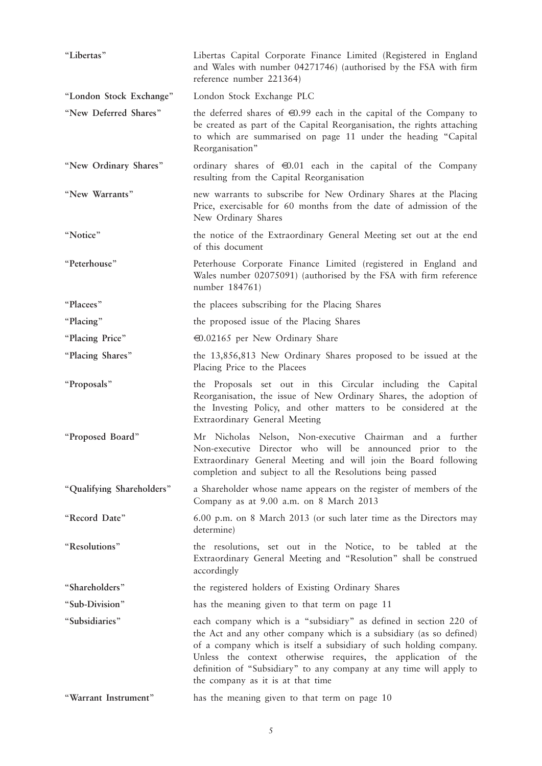| | |
|---|---|
| "Libertas" | Libertas Capital Corporate Finance Limited (Registered in England and Wales with number 04271746) (authorised by the FSA with firm reference number 221364) |
| "London Stock Exchange" | London Stock Exchange PLC |
| "New Deferred Shares" | the deferred shares of €0.99 each in the capital of the Company to be created as part of the Capital Reorganisation, the rights attaching to which are summarised on page 11 under the heading "Capital Reorganisation" |
| "New Ordinary Shares" | ordinary shares of €0.01 each in the capital of the Company resulting from the Capital Reorganisation |
| "New Warrants" | new warrants to subscribe for New Ordinary Shares at the Placing Price, exercisable for 60 months from the date of admission of the New Ordinary Shares |
| "Notice" | the notice of the Extraordinary General Meeting set out at the end of this document |
| "Peterhouse" | Peterhouse Corporate Finance Limited (registered in England and Wales number 02075091) (authorised by the FSA with firm reference number 184761) |
| "Placees" | the placees subscribing for the Placing Shares |
| "Placing" | the proposed issue of the Placing Shares |
| "Placing Price" | €0.02165 per New Ordinary Share |
| "Placing Shares" | the 13,856,813 New Ordinary Shares proposed to be issued at the Placing Price to the Placees |
| "Proposals" | the Proposals set out in this Circular including the Capital Reorganisation, the issue of New Ordinary Shares, the adoption of the Investing Policy, and other matters to be considered at the Extraordinary General Meeting |
| "Proposed Board" | Mr Nicholas Nelson, Non-executive Chairman and a further Non-executive Director who will be announced prior to the Extraordinary General Meeting and will join the Board following completion and subject to all the Resolutions being passed |
| "Qualifying Shareholders" | a Shareholder whose name appears on the register of members of the Company as at 9.00 a.m. on 8 March 2013 |
| "Record Date" | 6.00 p.m. on 8 March 2013 (or such later time as the Directors may determine) |
| "Resolutions" | the resolutions, set out in the Notice, to be tabled at the Extraordinary General Meeting and "Resolution" shall be construed accordingly |
| "Shareholders" | the registered holders of Existing Ordinary Shares |
| "Sub-Division" | has the meaning given to that term on page 11 |
| "Subsidiaries" | each company which is a "subsidiary" as defined in section 220 of the Act and any other company which is a subsidiary (as so defined) of a company which is itself a subsidiary of such holding company. Unless the context otherwise requires, the application of the definition of "Subsidiary" to any company at any time will apply to the company as it is at that time |
| "Warrant Instrument" | has the meaning given to that term on page 10 |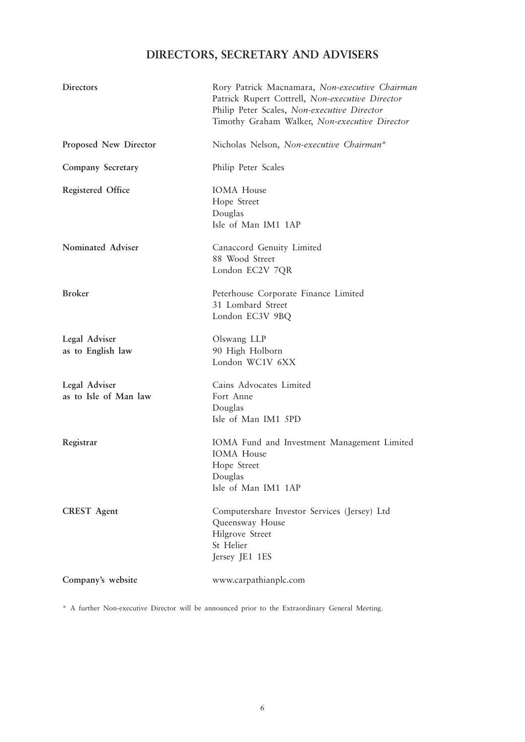# DIRECTORS, SECRETARY AND ADVISERS

| | |
|---|---|
| **Directors** | Rory Patrick Macnamara, *Non-executive Chairman*<br>Patrick Rupert Cottrell, *Non-executive Director*<br>Philip Peter Scales, *Non-executive Director*<br>Timothy Graham Walker, *Non-executive Director* |
| **Proposed New Director** | Nicholas Nelson, *Non-executive Chairman\** |
| **Company Secretary** | Philip Peter Scales |
| **Registered Office** | IOMA House<br>Hope Street<br>Douglas<br>Isle of Man IM1 1AP |
| **Nominated Adviser** | Canaccord Genuity Limited<br>88 Wood Street<br>London EC2V 7QR |
| **Broker** | Peterhouse Corporate Finance Limited<br>31 Lombard Street<br>London EC3V 9BQ |
| **Legal Adviser as to English law** | Olswang LLP<br>90 High Holborn<br>London WC1V 6XX |
| **Legal Adviser as to Isle of Man law** | Cains Advocates Limited<br>Fort Anne<br>Douglas<br>Isle of Man IM1 5PD |
| **Registrar** | IOMA Fund and Investment Management Limited<br>IOMA House<br>Hope Street<br>Douglas<br>Isle of Man IM1 1AP |
| **CREST Agent** | Computershare Investor Services (Jersey) Ltd<br>Queensway House<br>Hilgrove Street<br>St Helier<br>Jersey JE1 1ES |
| **Company's website** | www.carpathianplc.com |

\* A further Non-executive Director will be announced prior to the Extraordinary General Meeting.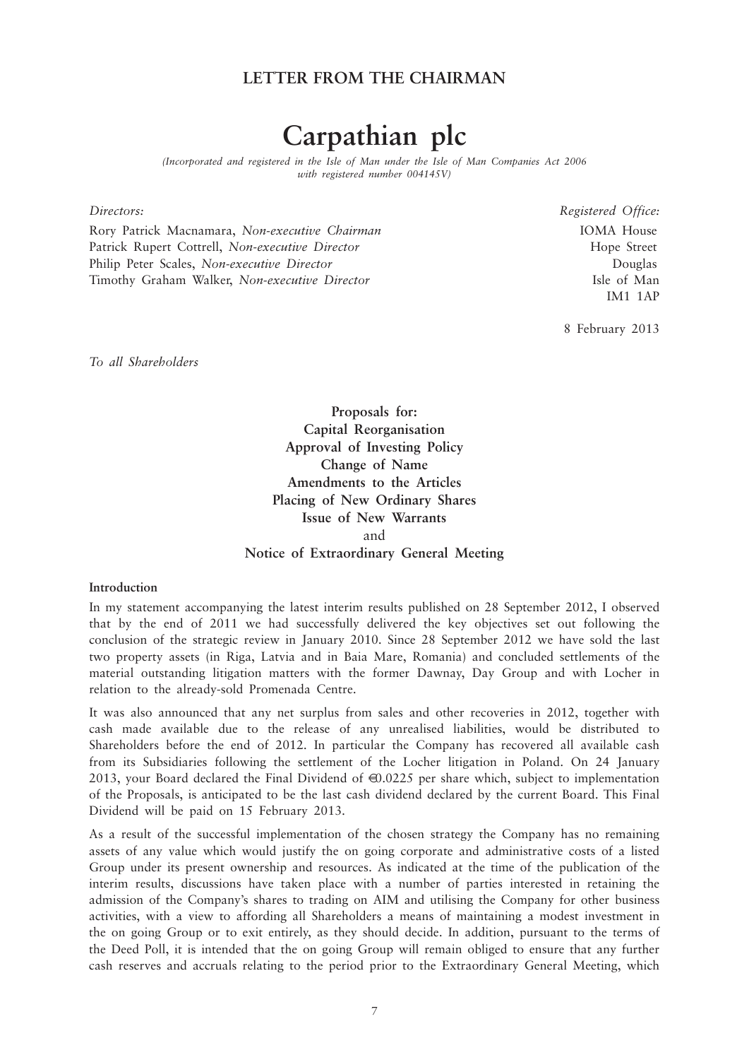## LETTER FROM THE CHAIRMAN

# Carpathian plc

*(Incorporated and registered in the Isle of Man under the Isle of Man Companies Act 2006 with registered number 004145V)*

*Directors:*

Rory Patrick Macnamara, *Non-executive Chairman*
Patrick Rupert Cottrell, *Non-executive Director*
Philip Peter Scales, *Non-executive Director*
Timothy Graham Walker, *Non-executive Director*

*Registered Office:*

IOMA House
Hope Street
Douglas
Isle of Man
IM1 1AP

8 February 2013

*To all Shareholders*

**Proposals for:**
**Capital Reorganisation**
**Approval of Investing Policy**
**Change of Name**
**Amendments to the Articles**
**Placing of New Ordinary Shares**
**Issue of New Warrants**
and
**Notice of Extraordinary General Meeting**

### Introduction

In my statement accompanying the latest interim results published on 28 September 2012, I observed that by the end of 2011 we had successfully delivered the key objectives set out following the conclusion of the strategic review in January 2010. Since 28 September 2012 we have sold the last two property assets (in Riga, Latvia and in Baia Mare, Romania) and concluded settlements of the material outstanding litigation matters with the former Dawnay, Day Group and with Locher in relation to the already-sold Promenada Centre.

It was also announced that any net surplus from sales and other recoveries in 2012, together with cash made available due to the release of any unrealised liabilities, would be distributed to Shareholders before the end of 2012. In particular the Company has recovered all available cash from its Subsidiaries following the settlement of the Locher litigation in Poland. On 24 January 2013, your Board declared the Final Dividend of €0.0225 per share which, subject to implementation of the Proposals, is anticipated to be the last cash dividend declared by the current Board. This Final Dividend will be paid on 15 February 2013.

As a result of the successful implementation of the chosen strategy the Company has no remaining assets of any value which would justify the on going corporate and administrative costs of a listed Group under its present ownership and resources. As indicated at the time of the publication of the interim results, discussions have taken place with a number of parties interested in retaining the admission of the Company's shares to trading on AIM and utilising the Company for other business activities, with a view to affording all Shareholders a means of maintaining a modest investment in the on going Group or to exit entirely, as they should decide. In addition, pursuant to the terms of the Deed Poll, it is intended that the on going Group will remain obliged to ensure that any further cash reserves and accruals relating to the period prior to the Extraordinary General Meeting, which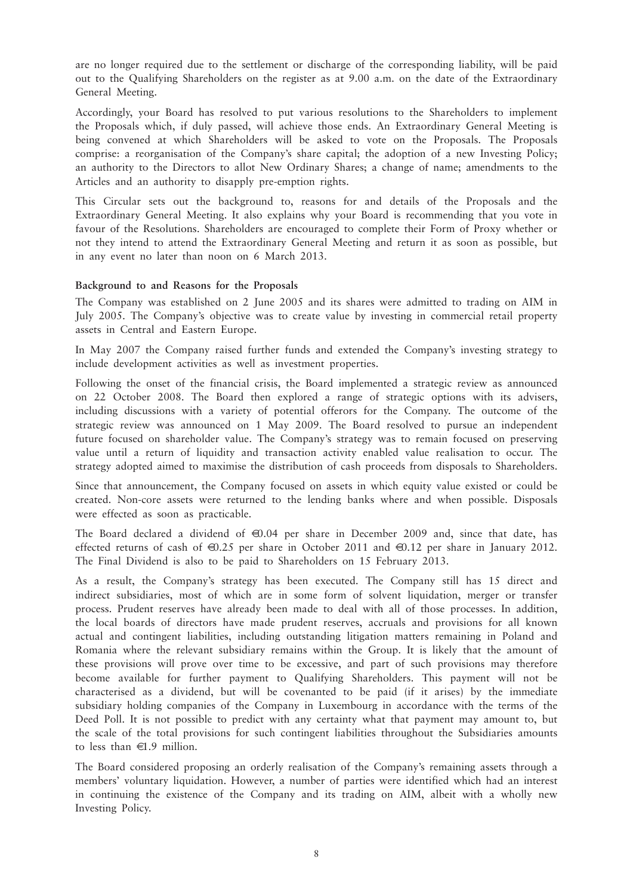are no longer required due to the settlement or discharge of the corresponding liability, will be paid out to the Qualifying Shareholders on the register as at 9.00 a.m. on the date of the Extraordinary General Meeting.

Accordingly, your Board has resolved to put various resolutions to the Shareholders to implement the Proposals which, if duly passed, will achieve those ends. An Extraordinary General Meeting is being convened at which Shareholders will be asked to vote on the Proposals. The Proposals comprise: a reorganisation of the Company's share capital; the adoption of a new Investing Policy; an authority to the Directors to allot New Ordinary Shares; a change of name; amendments to the Articles and an authority to disapply pre-emption rights.

This Circular sets out the background to, reasons for and details of the Proposals and the Extraordinary General Meeting. It also explains why your Board is recommending that you vote in favour of the Resolutions. Shareholders are encouraged to complete their Form of Proxy whether or not they intend to attend the Extraordinary General Meeting and return it as soon as possible, but in any event no later than noon on 6 March 2013.

**Background to and Reasons for the Proposals**

The Company was established on 2 June 2005 and its shares were admitted to trading on AIM in July 2005. The Company's objective was to create value by investing in commercial retail property assets in Central and Eastern Europe.

In May 2007 the Company raised further funds and extended the Company's investing strategy to include development activities as well as investment properties.

Following the onset of the financial crisis, the Board implemented a strategic review as announced on 22 October 2008. The Board then explored a range of strategic options with its advisers, including discussions with a variety of potential offerors for the Company. The outcome of the strategic review was announced on 1 May 2009. The Board resolved to pursue an independent future focused on shareholder value. The Company's strategy was to remain focused on preserving value until a return of liquidity and transaction activity enabled value realisation to occur. The strategy adopted aimed to maximise the distribution of cash proceeds from disposals to Shareholders.

Since that announcement, the Company focused on assets in which equity value existed or could be created. Non-core assets were returned to the lending banks where and when possible. Disposals were effected as soon as practicable.

The Board declared a dividend of €0.04 per share in December 2009 and, since that date, has effected returns of cash of €0.25 per share in October 2011 and €0.12 per share in January 2012. The Final Dividend is also to be paid to Shareholders on 15 February 2013.

As a result, the Company's strategy has been executed. The Company still has 15 direct and indirect subsidiaries, most of which are in some form of solvent liquidation, merger or transfer process. Prudent reserves have already been made to deal with all of those processes. In addition, the local boards of directors have made prudent reserves, accruals and provisions for all known actual and contingent liabilities, including outstanding litigation matters remaining in Poland and Romania where the relevant subsidiary remains within the Group. It is likely that the amount of these provisions will prove over time to be excessive, and part of such provisions may therefore become available for further payment to Qualifying Shareholders. This payment will not be characterised as a dividend, but will be covenanted to be paid (if it arises) by the immediate subsidiary holding companies of the Company in Luxembourg in accordance with the terms of the Deed Poll. It is not possible to predict with any certainty what that payment may amount to, but the scale of the total provisions for such contingent liabilities throughout the Subsidiaries amounts to less than €1.9 million.

The Board considered proposing an orderly realisation of the Company's remaining assets through a members' voluntary liquidation. However, a number of parties were identified which had an interest in continuing the existence of the Company and its trading on AIM, albeit with a wholly new Investing Policy.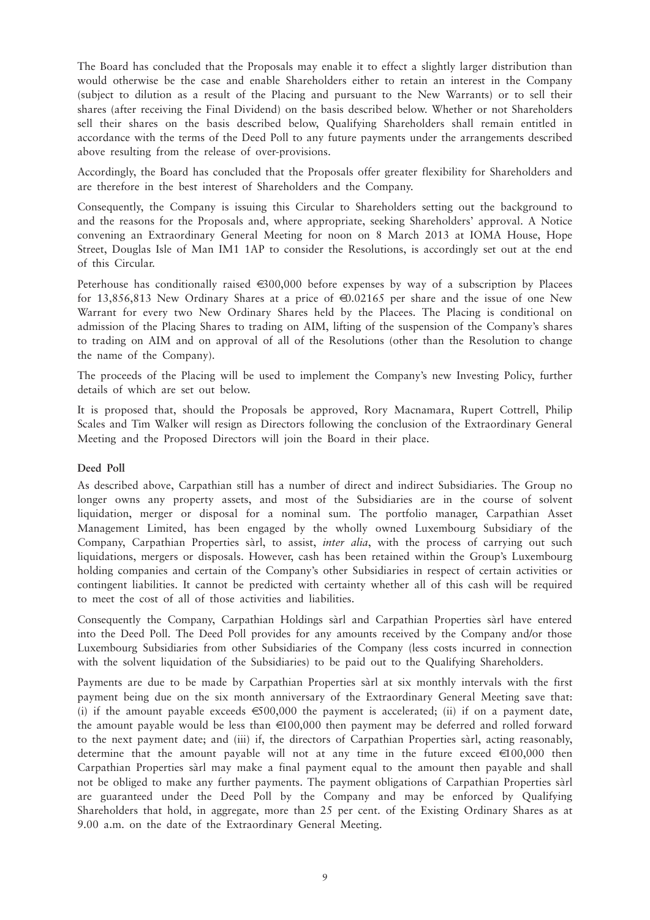The Board has concluded that the Proposals may enable it to effect a slightly larger distribution than would otherwise be the case and enable Shareholders either to retain an interest in the Company (subject to dilution as a result of the Placing and pursuant to the New Warrants) or to sell their shares (after receiving the Final Dividend) on the basis described below. Whether or not Shareholders sell their shares on the basis described below, Qualifying Shareholders shall remain entitled in accordance with the terms of the Deed Poll to any future payments under the arrangements described above resulting from the release of over-provisions.

Accordingly, the Board has concluded that the Proposals offer greater flexibility for Shareholders and are therefore in the best interest of Shareholders and the Company.

Consequently, the Company is issuing this Circular to Shareholders setting out the background to and the reasons for the Proposals and, where appropriate, seeking Shareholders' approval. A Notice convening an Extraordinary General Meeting for noon on 8 March 2013 at IOMA House, Hope Street, Douglas Isle of Man IM1 1AP to consider the Resolutions, is accordingly set out at the end of this Circular.

Peterhouse has conditionally raised €300,000 before expenses by way of a subscription by Placees for 13,856,813 New Ordinary Shares at a price of €0.02165 per share and the issue of one New Warrant for every two New Ordinary Shares held by the Placees. The Placing is conditional on admission of the Placing Shares to trading on AIM, lifting of the suspension of the Company's shares to trading on AIM and on approval of all of the Resolutions (other than the Resolution to change the name of the Company).

The proceeds of the Placing will be used to implement the Company's new Investing Policy, further details of which are set out below.

It is proposed that, should the Proposals be approved, Rory Macnamara, Rupert Cottrell, Philip Scales and Tim Walker will resign as Directors following the conclusion of the Extraordinary General Meeting and the Proposed Directors will join the Board in their place.

**Deed Poll**

As described above, Carpathian still has a number of direct and indirect Subsidiaries. The Group no longer owns any property assets, and most of the Subsidiaries are in the course of solvent liquidation, merger or disposal for a nominal sum. The portfolio manager, Carpathian Asset Management Limited, has been engaged by the wholly owned Luxembourg Subsidiary of the Company, Carpathian Properties sàrl, to assist, *inter alia*, with the process of carrying out such liquidations, mergers or disposals. However, cash has been retained within the Group's Luxembourg holding companies and certain of the Company's other Subsidiaries in respect of certain activities or contingent liabilities. It cannot be predicted with certainty whether all of this cash will be required to meet the cost of all of those activities and liabilities.

Consequently the Company, Carpathian Holdings sàrl and Carpathian Properties sàrl have entered into the Deed Poll. The Deed Poll provides for any amounts received by the Company and/or those Luxembourg Subsidiaries from other Subsidiaries of the Company (less costs incurred in connection with the solvent liquidation of the Subsidiaries) to be paid out to the Qualifying Shareholders.

Payments are due to be made by Carpathian Properties sàrl at six monthly intervals with the first payment being due on the six month anniversary of the Extraordinary General Meeting save that: (i) if the amount payable exceeds €500,000 the payment is accelerated; (ii) if on a payment date, the amount payable would be less than €100,000 then payment may be deferred and rolled forward to the next payment date; and (iii) if, the directors of Carpathian Properties sàrl, acting reasonably, determine that the amount payable will not at any time in the future exceed €100,000 then Carpathian Properties sàrl may make a final payment equal to the amount then payable and shall not be obliged to make any further payments. The payment obligations of Carpathian Properties sàrl are guaranteed under the Deed Poll by the Company and may be enforced by Qualifying Shareholders that hold, in aggregate, more than 25 per cent. of the Existing Ordinary Shares as at 9.00 a.m. on the date of the Extraordinary General Meeting.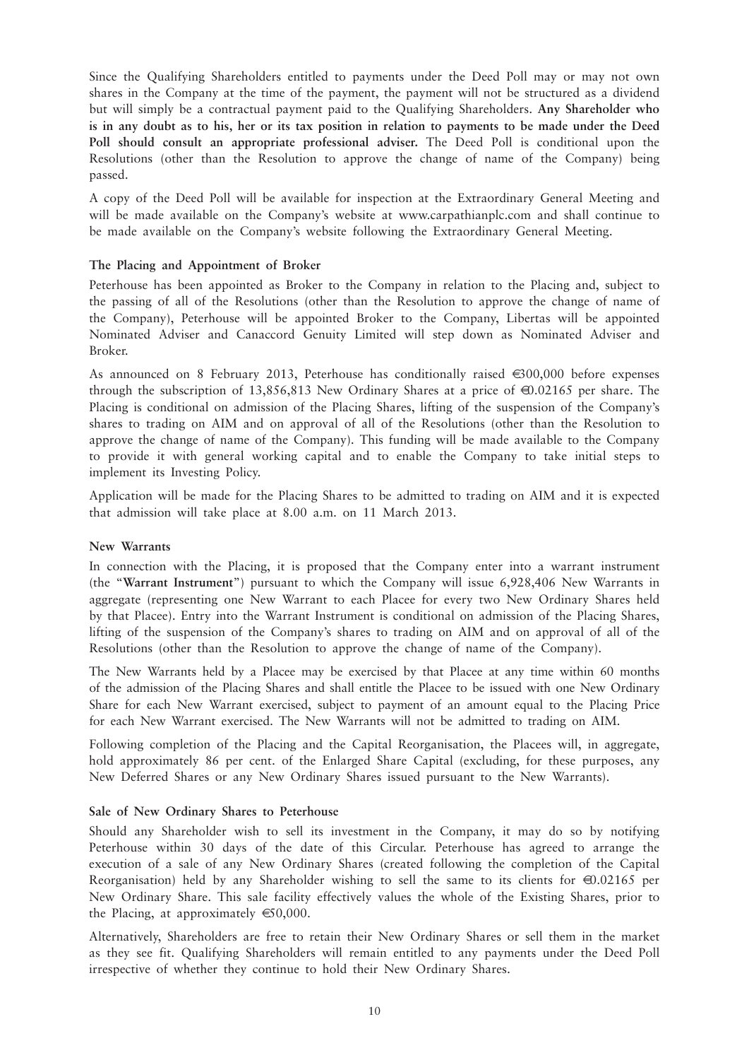Since the Qualifying Shareholders entitled to payments under the Deed Poll may or may not own shares in the Company at the time of the payment, the payment will not be structured as a dividend but will simply be a contractual payment paid to the Qualifying Shareholders. **Any Shareholder who is in any doubt as to his, her or its tax position in relation to payments to be made under the Deed Poll should consult an appropriate professional adviser.** The Deed Poll is conditional upon the Resolutions (other than the Resolution to approve the change of name of the Company) being passed.

A copy of the Deed Poll will be available for inspection at the Extraordinary General Meeting and will be made available on the Company's website at www.carpathianplc.com and shall continue to be made available on the Company's website following the Extraordinary General Meeting.

**The Placing and Appointment of Broker**

Peterhouse has been appointed as Broker to the Company in relation to the Placing and, subject to the passing of all of the Resolutions (other than the Resolution to approve the change of name of the Company), Peterhouse will be appointed Broker to the Company, Libertas will be appointed Nominated Adviser and Canaccord Genuity Limited will step down as Nominated Adviser and Broker.

As announced on 8 February 2013, Peterhouse has conditionally raised €300,000 before expenses through the subscription of 13,856,813 New Ordinary Shares at a price of €0.02165 per share. The Placing is conditional on admission of the Placing Shares, lifting of the suspension of the Company's shares to trading on AIM and on approval of all of the Resolutions (other than the Resolution to approve the change of name of the Company). This funding will be made available to the Company to provide it with general working capital and to enable the Company to take initial steps to implement its Investing Policy.

Application will be made for the Placing Shares to be admitted to trading on AIM and it is expected that admission will take place at 8.00 a.m. on 11 March 2013.

**New Warrants**

In connection with the Placing, it is proposed that the Company enter into a warrant instrument (the "**Warrant Instrument**") pursuant to which the Company will issue 6,928,406 New Warrants in aggregate (representing one New Warrant to each Placee for every two New Ordinary Shares held by that Placee). Entry into the Warrant Instrument is conditional on admission of the Placing Shares, lifting of the suspension of the Company's shares to trading on AIM and on approval of all of the Resolutions (other than the Resolution to approve the change of name of the Company).

The New Warrants held by a Placee may be exercised by that Placee at any time within 60 months of the admission of the Placing Shares and shall entitle the Placee to be issued with one New Ordinary Share for each New Warrant exercised, subject to payment of an amount equal to the Placing Price for each New Warrant exercised. The New Warrants will not be admitted to trading on AIM.

Following completion of the Placing and the Capital Reorganisation, the Placees will, in aggregate, hold approximately 86 per cent. of the Enlarged Share Capital (excluding, for these purposes, any New Deferred Shares or any New Ordinary Shares issued pursuant to the New Warrants).

**Sale of New Ordinary Shares to Peterhouse**

Should any Shareholder wish to sell its investment in the Company, it may do so by notifying Peterhouse within 30 days of the date of this Circular. Peterhouse has agreed to arrange the execution of a sale of any New Ordinary Shares (created following the completion of the Capital Reorganisation) held by any Shareholder wishing to sell the same to its clients for €0.02165 per New Ordinary Share. This sale facility effectively values the whole of the Existing Shares, prior to the Placing, at approximately €50,000.

Alternatively, Shareholders are free to retain their New Ordinary Shares or sell them in the market as they see fit. Qualifying Shareholders will remain entitled to any payments under the Deed Poll irrespective of whether they continue to hold their New Ordinary Shares.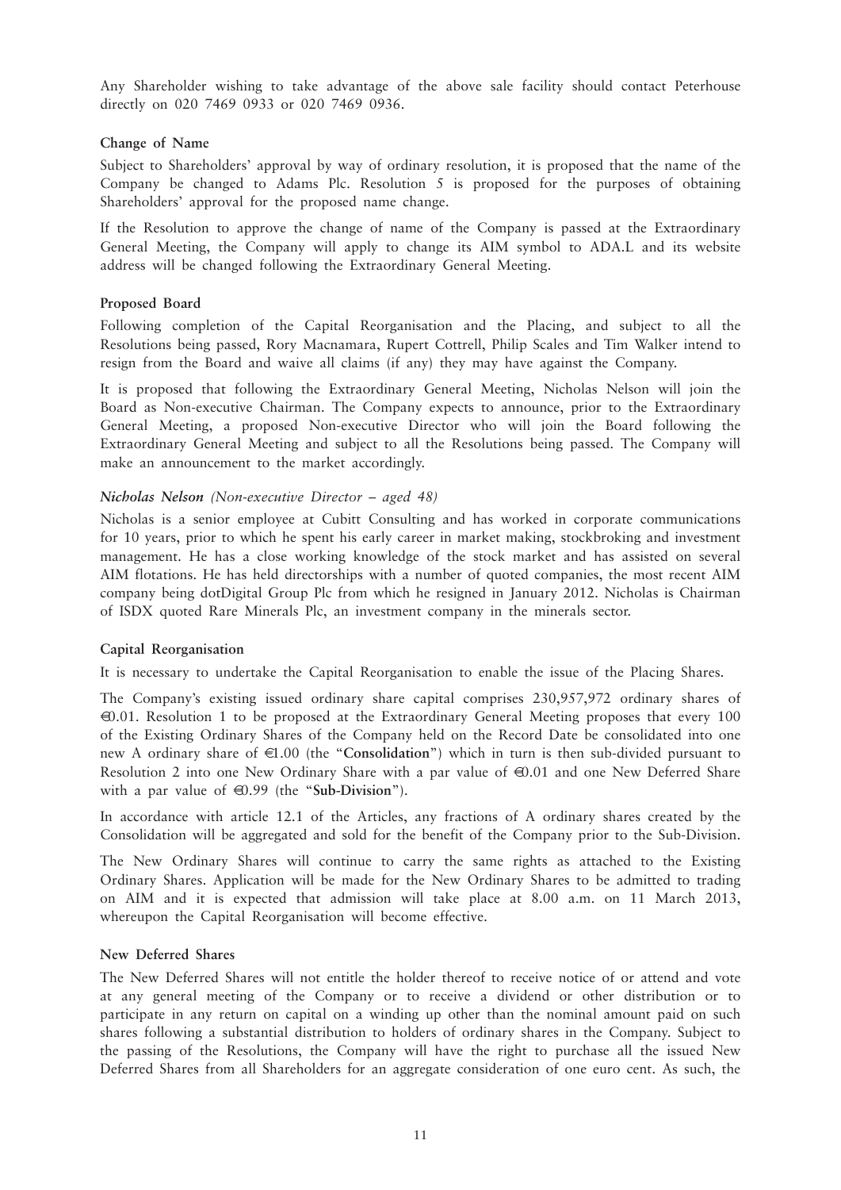Any Shareholder wishing to take advantage of the above sale facility should contact Peterhouse directly on 020 7469 0933 or 020 7469 0936.

**Change of Name**

Subject to Shareholders' approval by way of ordinary resolution, it is proposed that the name of the Company be changed to Adams Plc. Resolution 5 is proposed for the purposes of obtaining Shareholders' approval for the proposed name change.

If the Resolution to approve the change of name of the Company is passed at the Extraordinary General Meeting, the Company will apply to change its AIM symbol to ADA.L and its website address will be changed following the Extraordinary General Meeting.

**Proposed Board**

Following completion of the Capital Reorganisation and the Placing, and subject to all the Resolutions being passed, Rory Macnamara, Rupert Cottrell, Philip Scales and Tim Walker intend to resign from the Board and waive all claims (if any) they may have against the Company.

It is proposed that following the Extraordinary General Meeting, Nicholas Nelson will join the Board as Non-executive Chairman. The Company expects to announce, prior to the Extraordinary General Meeting, a proposed Non-executive Director who will join the Board following the Extraordinary General Meeting and subject to all the Resolutions being passed. The Company will make an announcement to the market accordingly.

***Nicholas Nelson*** *(Non-executive Director – aged 48)*

Nicholas is a senior employee at Cubitt Consulting and has worked in corporate communications for 10 years, prior to which he spent his early career in market making, stockbroking and investment management. He has a close working knowledge of the stock market and has assisted on several AIM flotations. He has held directorships with a number of quoted companies, the most recent AIM company being dotDigital Group Plc from which he resigned in January 2012. Nicholas is Chairman of ISDX quoted Rare Minerals Plc, an investment company in the minerals sector.

**Capital Reorganisation**

It is necessary to undertake the Capital Reorganisation to enable the issue of the Placing Shares.

The Company's existing issued ordinary share capital comprises 230,957,972 ordinary shares of €0.01. Resolution 1 to be proposed at the Extraordinary General Meeting proposes that every 100 of the Existing Ordinary Shares of the Company held on the Record Date be consolidated into one new A ordinary share of €1.00 (the "**Consolidation**") which in turn is then sub-divided pursuant to Resolution 2 into one New Ordinary Share with a par value of €0.01 and one New Deferred Share with a par value of €0.99 (the "**Sub-Division**").

In accordance with article 12.1 of the Articles, any fractions of A ordinary shares created by the Consolidation will be aggregated and sold for the benefit of the Company prior to the Sub-Division.

The New Ordinary Shares will continue to carry the same rights as attached to the Existing Ordinary Shares. Application will be made for the New Ordinary Shares to be admitted to trading on AIM and it is expected that admission will take place at 8.00 a.m. on 11 March 2013, whereupon the Capital Reorganisation will become effective.

**New Deferred Shares**

The New Deferred Shares will not entitle the holder thereof to receive notice of or attend and vote at any general meeting of the Company or to receive a dividend or other distribution or to participate in any return on capital on a winding up other than the nominal amount paid on such shares following a substantial distribution to holders of ordinary shares in the Company. Subject to the passing of the Resolutions, the Company will have the right to purchase all the issued New Deferred Shares from all Shareholders for an aggregate consideration of one euro cent. As such, the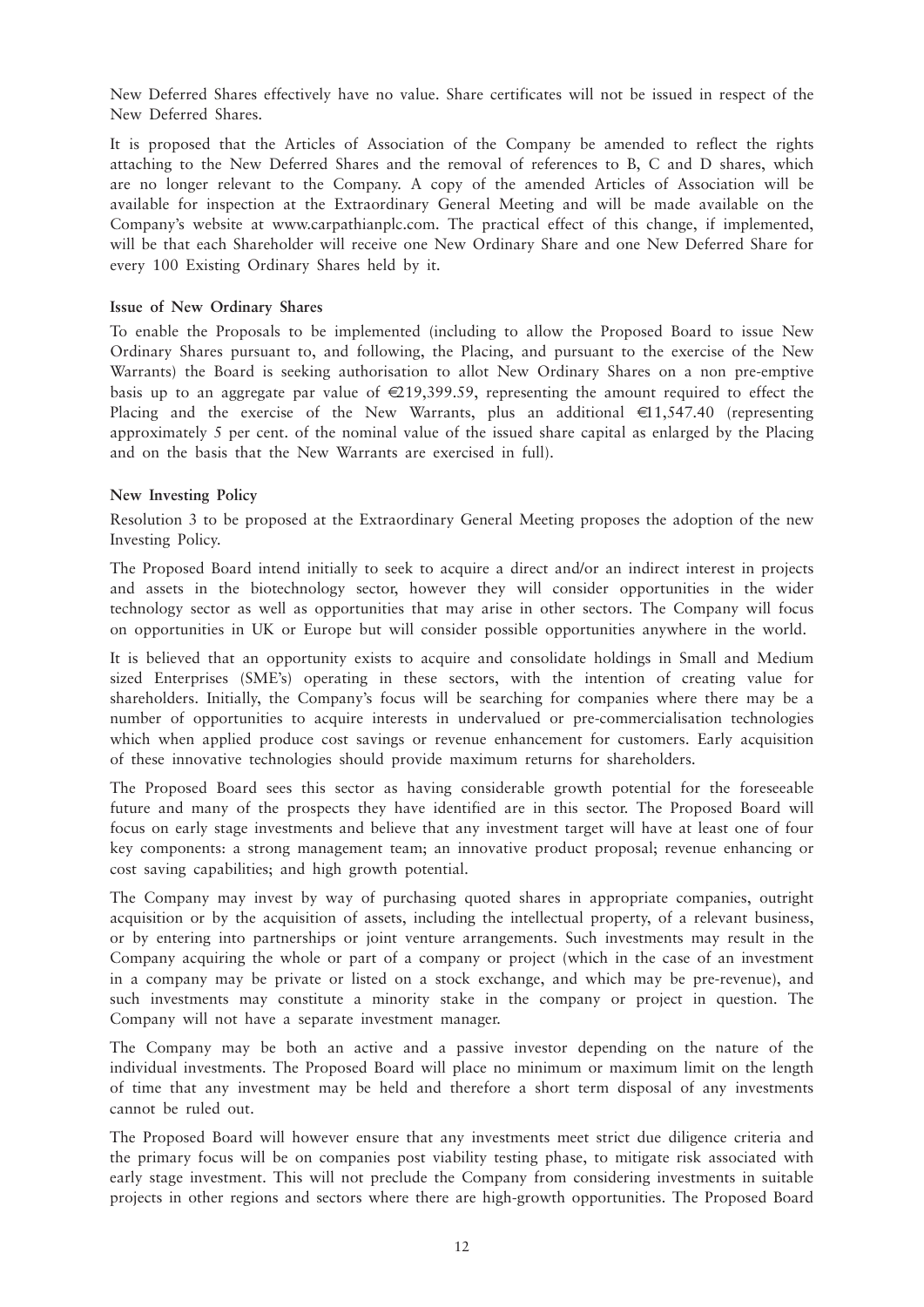New Deferred Shares effectively have no value. Share certificates will not be issued in respect of the New Deferred Shares.

It is proposed that the Articles of Association of the Company be amended to reflect the rights attaching to the New Deferred Shares and the removal of references to B, C and D shares, which are no longer relevant to the Company. A copy of the amended Articles of Association will be available for inspection at the Extraordinary General Meeting and will be made available on the Company's website at www.carpathianplc.com. The practical effect of this change, if implemented, will be that each Shareholder will receive one New Ordinary Share and one New Deferred Share for every 100 Existing Ordinary Shares held by it.

**Issue of New Ordinary Shares**

To enable the Proposals to be implemented (including to allow the Proposed Board to issue New Ordinary Shares pursuant to, and following, the Placing, and pursuant to the exercise of the New Warrants) the Board is seeking authorisation to allot New Ordinary Shares on a non pre-emptive basis up to an aggregate par value of €219,399.59, representing the amount required to effect the Placing and the exercise of the New Warrants, plus an additional €11,547.40 (representing approximately 5 per cent. of the nominal value of the issued share capital as enlarged by the Placing and on the basis that the New Warrants are exercised in full).

**New Investing Policy**

Resolution 3 to be proposed at the Extraordinary General Meeting proposes the adoption of the new Investing Policy.

The Proposed Board intend initially to seek to acquire a direct and/or an indirect interest in projects and assets in the biotechnology sector, however they will consider opportunities in the wider technology sector as well as opportunities that may arise in other sectors. The Company will focus on opportunities in UK or Europe but will consider possible opportunities anywhere in the world.

It is believed that an opportunity exists to acquire and consolidate holdings in Small and Medium sized Enterprises (SME's) operating in these sectors, with the intention of creating value for shareholders. Initially, the Company's focus will be searching for companies where there may be a number of opportunities to acquire interests in undervalued or pre-commercialisation technologies which when applied produce cost savings or revenue enhancement for customers. Early acquisition of these innovative technologies should provide maximum returns for shareholders.

The Proposed Board sees this sector as having considerable growth potential for the foreseeable future and many of the prospects they have identified are in this sector. The Proposed Board will focus on early stage investments and believe that any investment target will have at least one of four key components: a strong management team; an innovative product proposal; revenue enhancing or cost saving capabilities; and high growth potential.

The Company may invest by way of purchasing quoted shares in appropriate companies, outright acquisition or by the acquisition of assets, including the intellectual property, of a relevant business, or by entering into partnerships or joint venture arrangements. Such investments may result in the Company acquiring the whole or part of a company or project (which in the case of an investment in a company may be private or listed on a stock exchange, and which may be pre-revenue), and such investments may constitute a minority stake in the company or project in question. The Company will not have a separate investment manager.

The Company may be both an active and a passive investor depending on the nature of the individual investments. The Proposed Board will place no minimum or maximum limit on the length of time that any investment may be held and therefore a short term disposal of any investments cannot be ruled out.

The Proposed Board will however ensure that any investments meet strict due diligence criteria and the primary focus will be on companies post viability testing phase, to mitigate risk associated with early stage investment. This will not preclude the Company from considering investments in suitable projects in other regions and sectors where there are high-growth opportunities. The Proposed Board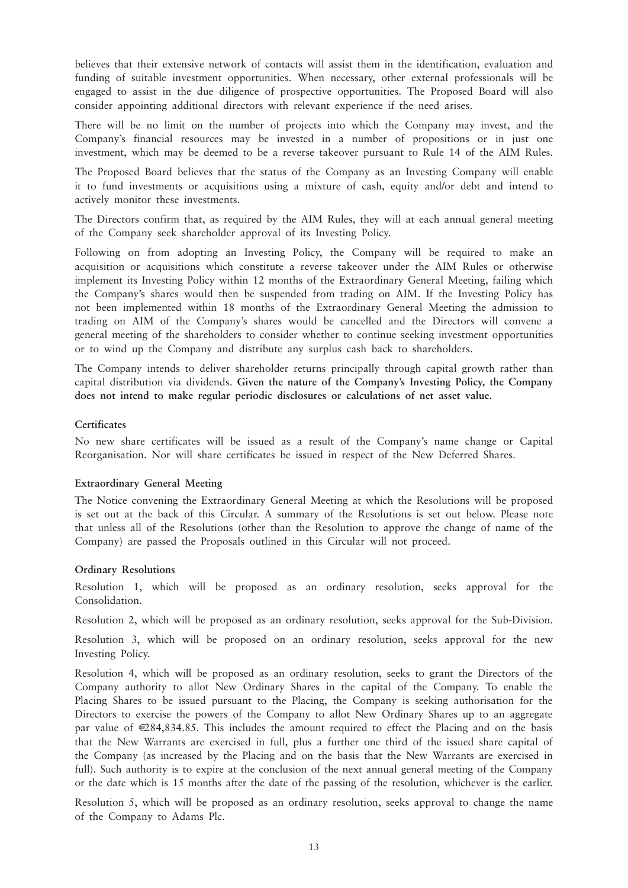believes that their extensive network of contacts will assist them in the identification, evaluation and funding of suitable investment opportunities. When necessary, other external professionals will be engaged to assist in the due diligence of prospective opportunities. The Proposed Board will also consider appointing additional directors with relevant experience if the need arises.

There will be no limit on the number of projects into which the Company may invest, and the Company's financial resources may be invested in a number of propositions or in just one investment, which may be deemed to be a reverse takeover pursuant to Rule 14 of the AIM Rules.

The Proposed Board believes that the status of the Company as an Investing Company will enable it to fund investments or acquisitions using a mixture of cash, equity and/or debt and intend to actively monitor these investments.

The Directors confirm that, as required by the AIM Rules, they will at each annual general meeting of the Company seek shareholder approval of its Investing Policy.

Following on from adopting an Investing Policy, the Company will be required to make an acquisition or acquisitions which constitute a reverse takeover under the AIM Rules or otherwise implement its Investing Policy within 12 months of the Extraordinary General Meeting, failing which the Company's shares would then be suspended from trading on AIM. If the Investing Policy has not been implemented within 18 months of the Extraordinary General Meeting the admission to trading on AIM of the Company's shares would be cancelled and the Directors will convene a general meeting of the shareholders to consider whether to continue seeking investment opportunities or to wind up the Company and distribute any surplus cash back to shareholders.

The Company intends to deliver shareholder returns principally through capital growth rather than capital distribution via dividends. **Given the nature of the Company's Investing Policy, the Company does not intend to make regular periodic disclosures or calculations of net asset value.**

**Certificates**

No new share certificates will be issued as a result of the Company's name change or Capital Reorganisation. Nor will share certificates be issued in respect of the New Deferred Shares.

**Extraordinary General Meeting**

The Notice convening the Extraordinary General Meeting at which the Resolutions will be proposed is set out at the back of this Circular. A summary of the Resolutions is set out below. Please note that unless all of the Resolutions (other than the Resolution to approve the change of name of the Company) are passed the Proposals outlined in this Circular will not proceed.

**Ordinary Resolutions**

Resolution 1, which will be proposed as an ordinary resolution, seeks approval for the Consolidation.

Resolution 2, which will be proposed as an ordinary resolution, seeks approval for the Sub-Division.

Resolution 3, which will be proposed on an ordinary resolution, seeks approval for the new Investing Policy.

Resolution 4, which will be proposed as an ordinary resolution, seeks to grant the Directors of the Company authority to allot New Ordinary Shares in the capital of the Company. To enable the Placing Shares to be issued pursuant to the Placing, the Company is seeking authorisation for the Directors to exercise the powers of the Company to allot New Ordinary Shares up to an aggregate par value of €284,834.85. This includes the amount required to effect the Placing and on the basis that the New Warrants are exercised in full, plus a further one third of the issued share capital of the Company (as increased by the Placing and on the basis that the New Warrants are exercised in full). Such authority is to expire at the conclusion of the next annual general meeting of the Company or the date which is 15 months after the date of the passing of the resolution, whichever is the earlier.

Resolution 5, which will be proposed as an ordinary resolution, seeks approval to change the name of the Company to Adams Plc.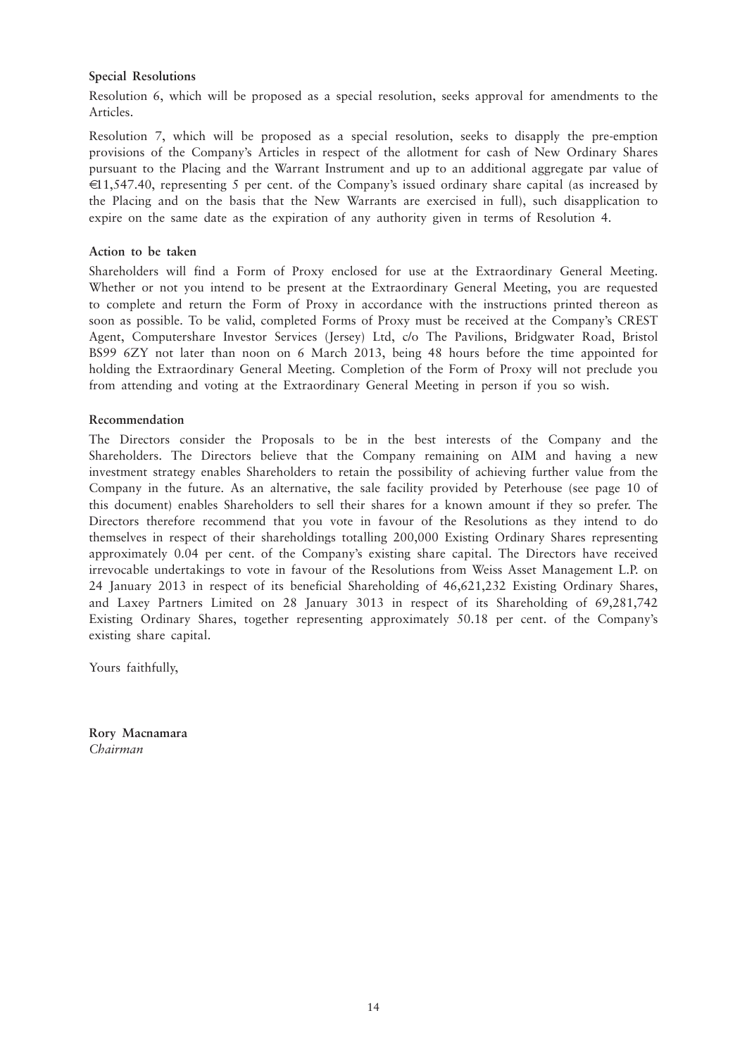**Special Resolutions**

Resolution 6, which will be proposed as a special resolution, seeks approval for amendments to the Articles.

Resolution 7, which will be proposed as a special resolution, seeks to disapply the pre-emption provisions of the Company's Articles in respect of the allotment for cash of New Ordinary Shares pursuant to the Placing and the Warrant Instrument and up to an additional aggregate par value of €11,547.40, representing 5 per cent. of the Company's issued ordinary share capital (as increased by the Placing and on the basis that the New Warrants are exercised in full), such disapplication to expire on the same date as the expiration of any authority given in terms of Resolution 4.

**Action to be taken**

Shareholders will find a Form of Proxy enclosed for use at the Extraordinary General Meeting. Whether or not you intend to be present at the Extraordinary General Meeting, you are requested to complete and return the Form of Proxy in accordance with the instructions printed thereon as soon as possible. To be valid, completed Forms of Proxy must be received at the Company's CREST Agent, Computershare Investor Services (Jersey) Ltd, c/o The Pavilions, Bridgwater Road, Bristol BS99 6ZY not later than noon on 6 March 2013, being 48 hours before the time appointed for holding the Extraordinary General Meeting. Completion of the Form of Proxy will not preclude you from attending and voting at the Extraordinary General Meeting in person if you so wish.

**Recommendation**

The Directors consider the Proposals to be in the best interests of the Company and the Shareholders. The Directors believe that the Company remaining on AIM and having a new investment strategy enables Shareholders to retain the possibility of achieving further value from the Company in the future. As an alternative, the sale facility provided by Peterhouse (see page 10 of this document) enables Shareholders to sell their shares for a known amount if they so prefer. The Directors therefore recommend that you vote in favour of the Resolutions as they intend to do themselves in respect of their shareholdings totalling 200,000 Existing Ordinary Shares representing approximately 0.04 per cent. of the Company's existing share capital. The Directors have received irrevocable undertakings to vote in favour of the Resolutions from Weiss Asset Management L.P. on 24 January 2013 in respect of its beneficial Shareholding of 46,621,232 Existing Ordinary Shares, and Laxey Partners Limited on 28 January 3013 in respect of its Shareholding of 69,281,742 Existing Ordinary Shares, together representing approximately 50.18 per cent. of the Company's existing share capital.

Yours faithfully,

**Rory Macnamara**
*Chairman*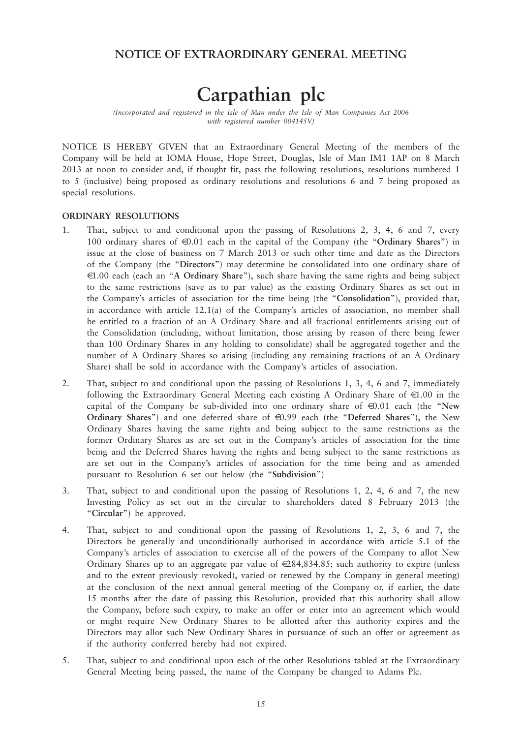## NOTICE OF EXTRAORDINARY GENERAL MEETING

# Carpathian plc

*(Incorporated and registered in the Isle of Man under the Isle of Man Companies Act 2006 with registered number 004145V)*

NOTICE IS HEREBY GIVEN that an Extraordinary General Meeting of the members of the Company will be held at IOMA House, Hope Street, Douglas, Isle of Man IM1 1AP on 8 March 2013 at noon to consider and, if thought fit, pass the following resolutions, resolutions numbered 1 to 5 (inclusive) being proposed as ordinary resolutions and resolutions 6 and 7 being proposed as special resolutions.

### ORDINARY RESOLUTIONS

1. That, subject to and conditional upon the passing of Resolutions 2, 3, 4, 6 and 7, every 100 ordinary shares of €0.01 each in the capital of the Company (the "**Ordinary Shares**") in issue at the close of business on 7 March 2013 or such other time and date as the Directors of the Company (the "**Directors**") may determine be consolidated into one ordinary share of €1.00 each (each an "**A Ordinary Share**"), such share having the same rights and being subject to the same restrictions (save as to par value) as the existing Ordinary Shares as set out in the Company's articles of association for the time being (the "**Consolidation**"), provided that, in accordance with article 12.1(a) of the Company's articles of association, no member shall be entitled to a fraction of an A Ordinary Share and all fractional entitlements arising out of the Consolidation (including, without limitation, those arising by reason of there being fewer than 100 Ordinary Shares in any holding to consolidate) shall be aggregated together and the number of A Ordinary Shares so arising (including any remaining fractions of an A Ordinary Share) shall be sold in accordance with the Company's articles of association.

2. That, subject to and conditional upon the passing of Resolutions 1, 3, 4, 6 and 7, immediately following the Extraordinary General Meeting each existing A Ordinary Share of €1.00 in the capital of the Company be sub-divided into one ordinary share of €0.01 each (the "**New Ordinary Shares**") and one deferred share of €0.99 each (the "**Deferred Shares**"), the New Ordinary Shares having the same rights and being subject to the same restrictions as the former Ordinary Shares as are set out in the Company's articles of association for the time being and the Deferred Shares having the rights and being subject to the same restrictions as are set out in the Company's articles of association for the time being and as amended pursuant to Resolution 6 set out below (the "**Subdivision**")

3. That, subject to and conditional upon the passing of Resolutions 1, 2, 4, 6 and 7, the new Investing Policy as set out in the circular to shareholders dated 8 February 2013 (the "**Circular**") be approved.

4. That, subject to and conditional upon the passing of Resolutions 1, 2, 3, 6 and 7, the Directors be generally and unconditionally authorised in accordance with article 5.1 of the Company's articles of association to exercise all of the powers of the Company to allot New Ordinary Shares up to an aggregate par value of €284,834.85; such authority to expire (unless and to the extent previously revoked), varied or renewed by the Company in general meeting) at the conclusion of the next annual general meeting of the Company or, if earlier, the date 15 months after the date of passing this Resolution, provided that this authority shall allow the Company, before such expiry, to make an offer or enter into an agreement which would or might require New Ordinary Shares to be allotted after this authority expires and the Directors may allot such New Ordinary Shares in pursuance of such an offer or agreement as if the authority conferred hereby had not expired.

5. That, subject to and conditional upon each of the other Resolutions tabled at the Extraordinary General Meeting being passed, the name of the Company be changed to Adams Plc.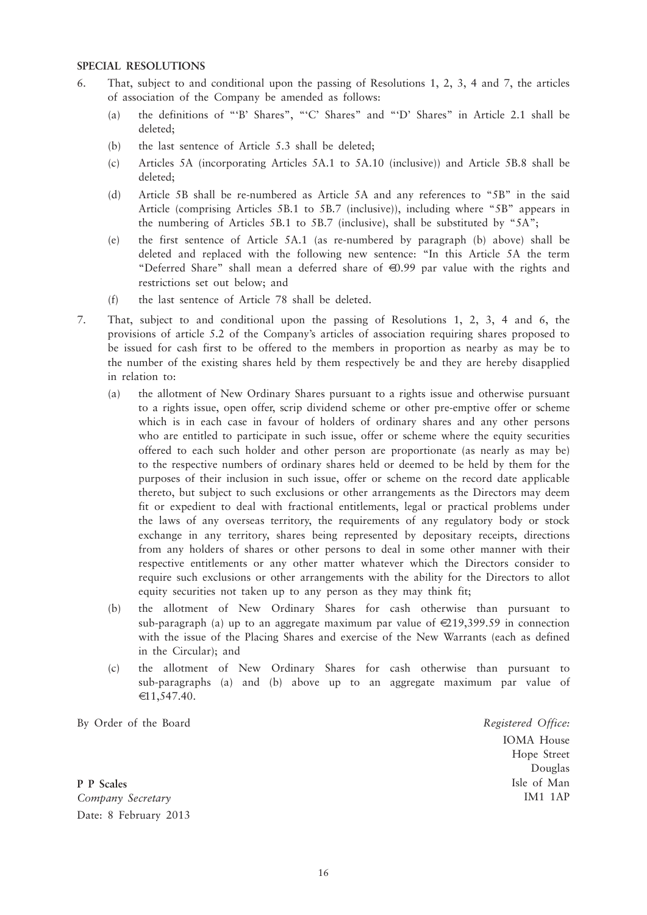**SPECIAL RESOLUTIONS**

6. That, subject to and conditional upon the passing of Resolutions 1, 2, 3, 4 and 7, the articles of association of the Company be amended as follows:

   (a) the definitions of "'B' Shares", "'C' Shares" and "'D' Shares" in Article 2.1 shall be deleted;

   (b) the last sentence of Article 5.3 shall be deleted;

   (c) Articles 5A (incorporating Articles 5A.1 to 5A.10 (inclusive)) and Article 5B.8 shall be deleted;

   (d) Article 5B shall be re-numbered as Article 5A and any references to "5B" in the said Article (comprising Articles 5B.1 to 5B.7 (inclusive)), including where "5B" appears in the numbering of Articles 5B.1 to 5B.7 (inclusive), shall be substituted by "5A";

   (e) the first sentence of Article 5A.1 (as re-numbered by paragraph (b) above) shall be deleted and replaced with the following new sentence: "In this Article 5A the term "Deferred Share" shall mean a deferred share of €0.99 par value with the rights and restrictions set out below; and

   (f) the last sentence of Article 78 shall be deleted.

7. That, subject to and conditional upon the passing of Resolutions 1, 2, 3, 4 and 6, the provisions of article 5.2 of the Company's articles of association requiring shares proposed to be issued for cash first to be offered to the members in proportion as nearby as may be to the number of the existing shares held by them respectively be and they are hereby disapplied in relation to:

   (a) the allotment of New Ordinary Shares pursuant to a rights issue and otherwise pursuant to a rights issue, open offer, scrip dividend scheme or other pre-emptive offer or scheme which is in each case in favour of holders of ordinary shares and any other persons who are entitled to participate in such issue, offer or scheme where the equity securities offered to each such holder and other person are proportionate (as nearly as may be) to the respective numbers of ordinary shares held or deemed to be held by them for the purposes of their inclusion in such issue, offer or scheme on the record date applicable thereto, but subject to such exclusions or other arrangements as the Directors may deem fit or expedient to deal with fractional entitlements, legal or practical problems under the laws of any overseas territory, the requirements of any regulatory body or stock exchange in any territory, shares being represented by depositary receipts, directions from any holders of shares or other persons to deal in some other manner with their respective entitlements or any other matter whatever which the Directors consider to require such exclusions or other arrangements with the ability for the Directors to allot equity securities not taken up to any person as they may think fit;

   (b) the allotment of New Ordinary Shares for cash otherwise than pursuant to sub-paragraph (a) up to an aggregate maximum par value of €219,399.59 in connection with the issue of the Placing Shares and exercise of the New Warrants (each as defined in the Circular); and

   (c) the allotment of New Ordinary Shares for cash otherwise than pursuant to sub-paragraphs (a) and (b) above up to an aggregate maximum par value of €11,547.40.

By Order of the Board

**P P Scales**
*Company Secretary*
Date: 8 February 2013

*Registered Office:*
IOMA House
Hope Street
Douglas
Isle of Man
IM1 1AP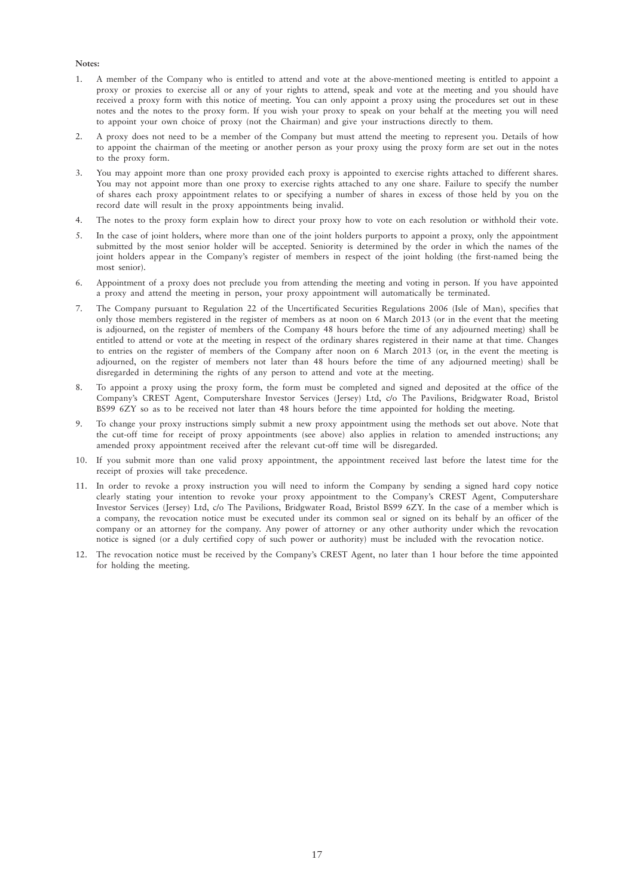**Notes:**

1. A member of the Company who is entitled to attend and vote at the above-mentioned meeting is entitled to appoint a proxy or proxies to exercise all or any of your rights to attend, speak and vote at the meeting and you should have received a proxy form with this notice of meeting. You can only appoint a proxy using the procedures set out in these notes and the notes to the proxy form. If you wish your proxy to speak on your behalf at the meeting you will need to appoint your own choice of proxy (not the Chairman) and give your instructions directly to them.
2. A proxy does not need to be a member of the Company but must attend the meeting to represent you. Details of how to appoint the chairman of the meeting or another person as your proxy using the proxy form are set out in the notes to the proxy form.
3. You may appoint more than one proxy provided each proxy is appointed to exercise rights attached to different shares. You may not appoint more than one proxy to exercise rights attached to any one share. Failure to specify the number of shares each proxy appointment relates to or specifying a number of shares in excess of those held by you on the record date will result in the proxy appointments being invalid.
4. The notes to the proxy form explain how to direct your proxy how to vote on each resolution or withhold their vote.
5. In the case of joint holders, where more than one of the joint holders purports to appoint a proxy, only the appointment submitted by the most senior holder will be accepted. Seniority is determined by the order in which the names of the joint holders appear in the Company's register of members in respect of the joint holding (the first-named being the most senior).
6. Appointment of a proxy does not preclude you from attending the meeting and voting in person. If you have appointed a proxy and attend the meeting in person, your proxy appointment will automatically be terminated.
7. The Company pursuant to Regulation 22 of the Uncertificated Securities Regulations 2006 (Isle of Man), specifies that only those members registered in the register of members as at noon on 6 March 2013 (or in the event that the meeting is adjourned, on the register of members of the Company 48 hours before the time of any adjourned meeting) shall be entitled to attend or vote at the meeting in respect of the ordinary shares registered in their name at that time. Changes to entries on the register of members of the Company after noon on 6 March 2013 (or, in the event the meeting is adjourned, on the register of members not later than 48 hours before the time of any adjourned meeting) shall be disregarded in determining the rights of any person to attend and vote at the meeting.
8. To appoint a proxy using the proxy form, the form must be completed and signed and deposited at the office of the Company's CREST Agent, Computershare Investor Services (Jersey) Ltd, c/o The Pavilions, Bridgwater Road, Bristol BS99 6ZY so as to be received not later than 48 hours before the time appointed for holding the meeting.
9. To change your proxy instructions simply submit a new proxy appointment using the methods set out above. Note that the cut-off time for receipt of proxy appointments (see above) also applies in relation to amended instructions; any amended proxy appointment received after the relevant cut-off time will be disregarded.
10. If you submit more than one valid proxy appointment, the appointment received last before the latest time for the receipt of proxies will take precedence.
11. In order to revoke a proxy instruction you will need to inform the Company by sending a signed hard copy notice clearly stating your intention to revoke your proxy appointment to the Company's CREST Agent, Computershare Investor Services (Jersey) Ltd, c/o The Pavilions, Bridgwater Road, Bristol BS99 6ZY. In the case of a member which is a company, the revocation notice must be executed under its common seal or signed on its behalf by an officer of the company or an attorney for the company. Any power of attorney or any other authority under which the revocation notice is signed (or a duly certified copy of such power or authority) must be included with the revocation notice.
12. The revocation notice must be received by the Company's CREST Agent, no later than 1 hour before the time appointed for holding the meeting.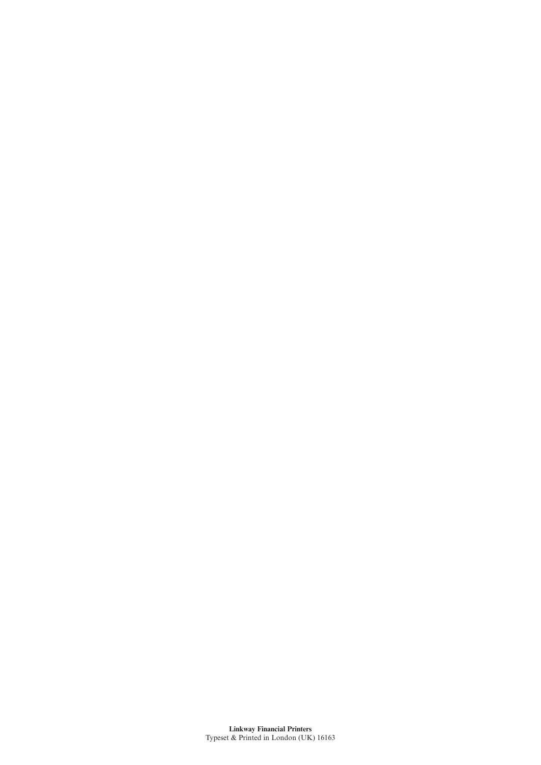**Linkway Financial Printers**
Typeset & Printed in London (UK) 16163